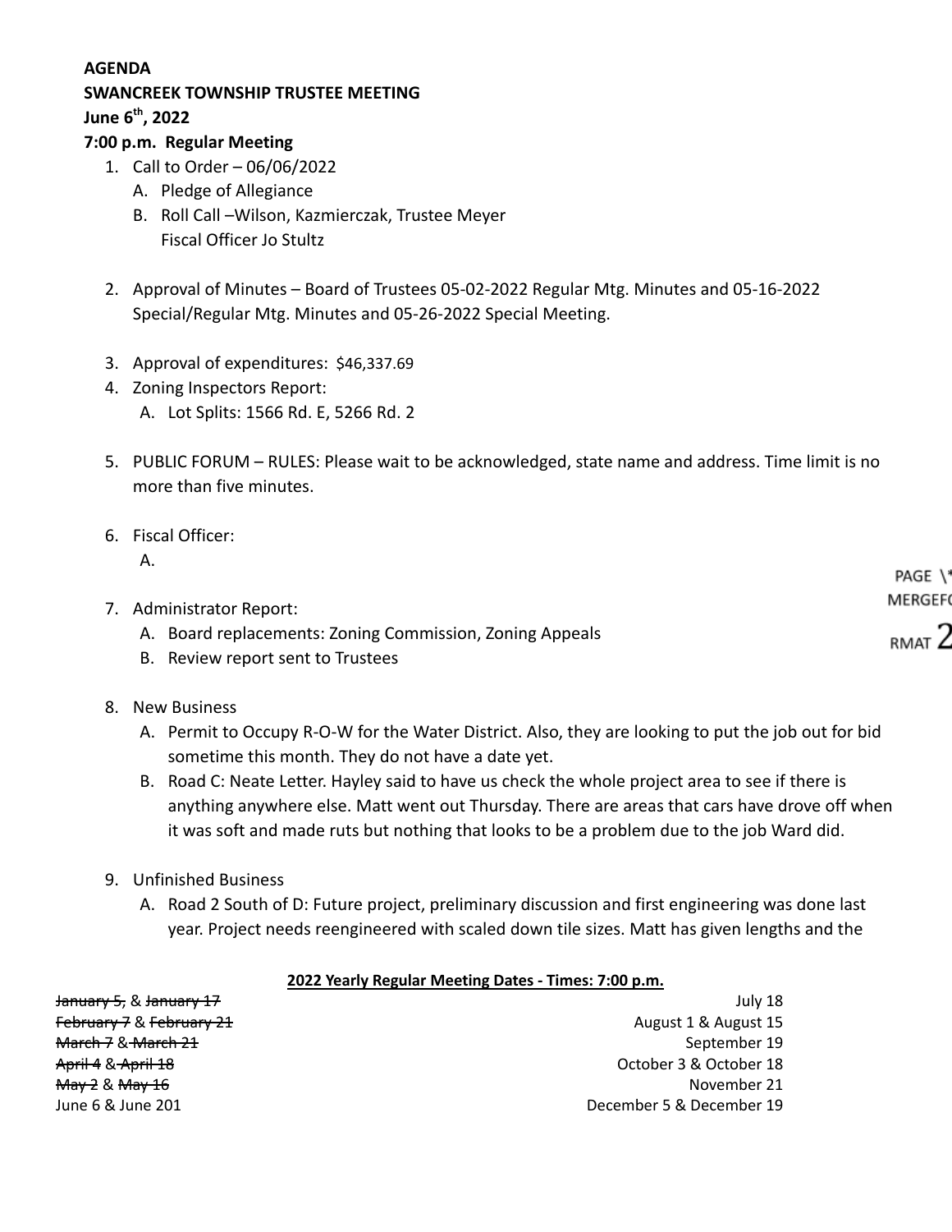**AGENDA**
**SWANCREEK TOWNSHIP TRUSTEE MEETING**
**June 6th, 2022**
**7:00 p.m. Regular Meeting**

1. Call to Order – 06/06/2022
   - A. Pledge of Allegiance
   - B. Roll Call –Wilson, Kazmierczak, Trustee Meyer
     Fiscal Officer Jo Stultz

2. Approval of Minutes – Board of Trustees 05-02-2022 Regular Mtg. Minutes and 05-16-2022 Special/Regular Mtg. Minutes and 05-26-2022 Special Meeting.

3. Approval of expenditures: $46,337.69
4. Zoning Inspectors Report:
   - A. Lot Splits: 1566 Rd. E, 5266 Rd. 2

5. PUBLIC FORUM – RULES: Please wait to be acknowledged, state name and address. Time limit is no more than five minutes.

6. Fiscal Officer:
   - A.

7. Administrator Report:
   - A. Board replacements: Zoning Commission, Zoning Appeals
   - B. Review report sent to Trustees

8. New Business
   - A. Permit to Occupy R-O-W for the Water District. Also, they are looking to put the job out for bid sometime this month. They do not have a date yet.
   - B. Road C: Neate Letter. Hayley said to have us check the whole project area to see if there is anything anywhere else. Matt went out Thursday. There are areas that cars have drove off when it was soft and made ruts but nothing that looks to be a problem due to the job Ward did.

9. Unfinished Business
   - A. Road 2 South of D: Future project, preliminary discussion and first engineering was done last year. Project needs reengineered with scaled down tile sizes. Matt has given lengths and the

**2022 Yearly Regular Meeting Dates - Times: 7:00 p.m.**

| | |
|---|---|
| ~~January 5~~, & ~~January 17~~ | July 18 |
| ~~February 7~~ & ~~February 21~~ | August 1 & August 15 |
| ~~March 7~~ & ~~March 21~~ | September 19 |
| ~~April 4~~ & ~~April 18~~ | October 3 & October 18 |
| ~~May 2~~ & ~~May 16~~ | November 21 |
| June 6 & June 201 | December 5 & December 19 |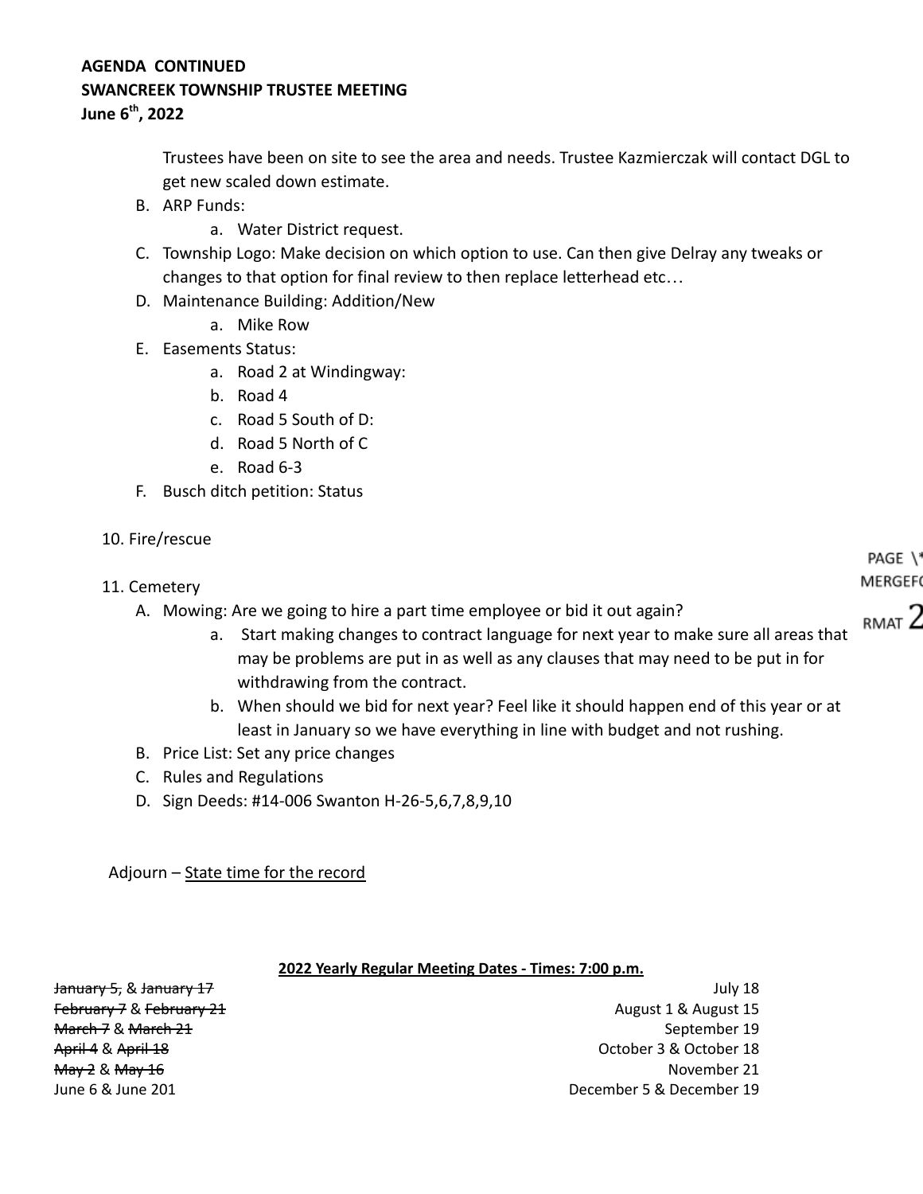**AGENDA CONTINUED**
**SWANCREEK TOWNSHIP TRUSTEE MEETING**
**June 6th, 2022**

Trustees have been on site to see the area and needs. Trustee Kazmierczak will contact DGL to get new scaled down estimate.

B. ARP Funds:
    a. Water District request.
C. Township Logo: Make decision on which option to use. Can then give Delray any tweaks or changes to that option for final review to then replace letterhead etc…
D. Maintenance Building: Addition/New
    a. Mike Row
E. Easements Status:
    a. Road 2 at Windingway:
    b. Road 4
    c. Road 5 South of D:
    d. Road 5 North of C
    e. Road 6-3
F. Busch ditch petition: Status

10. Fire/rescue

11. Cemetery
    A. Mowing: Are we going to hire a part time employee or bid it out again?
        a. Start making changes to contract language for next year to make sure all areas that may be problems are put in as well as any clauses that may need to be put in for withdrawing from the contract.
        b. When should we bid for next year? Feel like it should happen end of this year or at least in January so we have everything in line with budget and not rushing.
    B. Price List: Set any price changes
    C. Rules and Regulations
    D. Sign Deeds: #14-006 Swanton H-26-5,6,7,8,9,10

Adjourn – State time for the record

**2022 Yearly Regular Meeting Dates - Times: 7:00 p.m.**

| | |
|---|---|
| ~~January 5,~~ & ~~January 17~~ | July 18 |
| ~~February 7~~ & ~~February 21~~ | August 1 & August 15 |
| ~~March 7~~ & ~~March 21~~ | September 19 |
| ~~April 4~~ & ~~April 18~~ | October 3 & October 18 |
| ~~May 2~~ & ~~May 16~~ | November 21 |
| June 6 & June 201 | December 5 & December 19 |